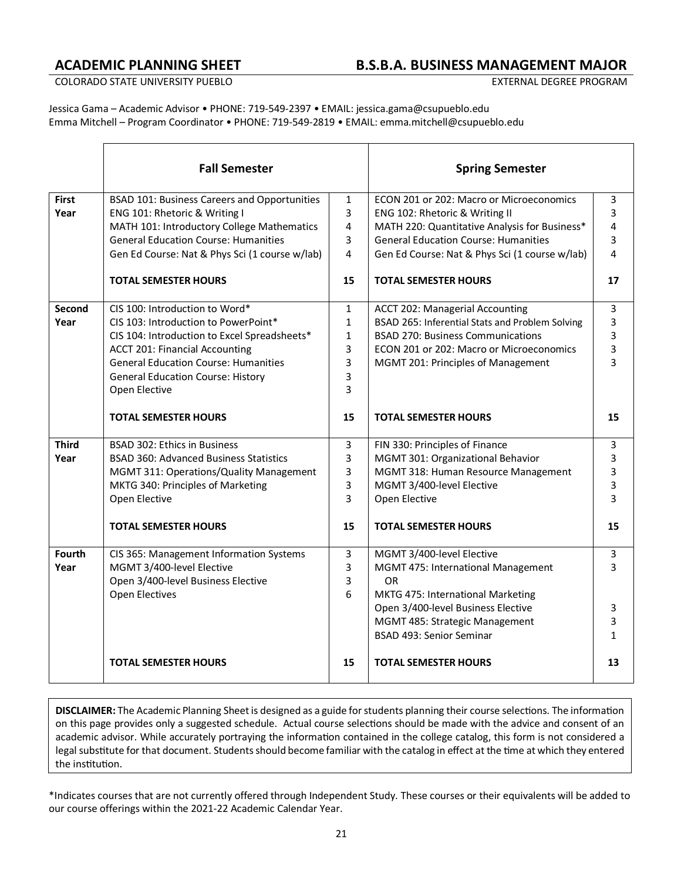# ACADEMIC PLANNING SHEET — B.S.B.A. BUSINESS MANAGEMENT MAJOR

COLORADO STATE UNIVERSITY PUEBLO — EXTERNAL DEGREE PROGRAM

Jessica Gama – Academic Advisor • PHONE: 719-549-2397 • EMAIL: jessica.gama@csupueblo.edu
Emma Mitchell – Program Coordinator • PHONE: 719-549-2819 • EMAIL: emma.mitchell@csupueblo.edu

| | Fall Semester | | Spring Semester | |
|---|---|---|---|---|
| **First Year** | BSAD 101: Business Careers and Opportunities | 1 | ECON 201 or 202: Macro or Microeconomics | 3 |
| | ENG 101: Rhetoric & Writing I | 3 | ENG 102: Rhetoric & Writing II | 3 |
| | MATH 101: Introductory College Mathematics | 4 | MATH 220: Quantitative Analysis for Business* | 4 |
| | General Education Course: Humanities | 3 | General Education Course: Humanities | 3 |
| | Gen Ed Course: Nat & Phys Sci (1 course w/lab) | 4 | Gen Ed Course: Nat & Phys Sci (1 course w/lab) | 4 |
| | **TOTAL SEMESTER HOURS** | **15** | **TOTAL SEMESTER HOURS** | **17** |
| **Second Year** | CIS 100: Introduction to Word* | 1 | ACCT 202: Managerial Accounting | 3 |
| | CIS 103: Introduction to PowerPoint* | 1 | BSAD 265: Inferential Stats and Problem Solving | 3 |
| | CIS 104: Introduction to Excel Spreadsheets* | 1 | BSAD 270: Business Communications | 3 |
| | ACCT 201: Financial Accounting | 3 | ECON 201 or 202: Macro or Microeconomics | 3 |
| | General Education Course: Humanities | 3 | MGMT 201: Principles of Management | 3 |
| | General Education Course: History | 3 | | |
| | Open Elective | 3 | | |
| | **TOTAL SEMESTER HOURS** | **15** | **TOTAL SEMESTER HOURS** | **15** |
| **Third Year** | BSAD 302: Ethics in Business | 3 | FIN 330: Principles of Finance | 3 |
| | BSAD 360: Advanced Business Statistics | 3 | MGMT 301: Organizational Behavior | 3 |
| | MGMT 311: Operations/Quality Management | 3 | MGMT 318: Human Resource Management | 3 |
| | MKTG 340: Principles of Marketing | 3 | MGMT 3/400-level Elective | 3 |
| | Open Elective | 3 | Open Elective | 3 |
| | **TOTAL SEMESTER HOURS** | **15** | **TOTAL SEMESTER HOURS** | **15** |
| **Fourth Year** | CIS 365: Management Information Systems | 3 | MGMT 3/400-level Elective | 3 |
| | MGMT 3/400-level Elective | 3 | MGMT 475: International Management OR MKTG 475: International Marketing | 3 |
| | Open 3/400-level Business Elective | 3 | Open 3/400-level Business Elective | 3 |
| | Open Electives | 6 | MGMT 485: Strategic Management | 3 |
| | | | BSAD 493: Senior Seminar | 1 |
| | **TOTAL SEMESTER HOURS** | **15** | **TOTAL SEMESTER HOURS** | **13** |

**DISCLAIMER:** The Academic Planning Sheet is designed as a guide for students planning their course selections. The information on this page provides only a suggested schedule. Actual course selections should be made with the advice and consent of an academic advisor. While accurately portraying the information contained in the college catalog, this form is not considered a legal substitute for that document. Students should become familiar with the catalog in effect at the time at which they entered the institution.

*Indicates courses that are not currently offered through Independent Study. These courses or their equivalents will be added to our course offerings within the 2021-22 Academic Calendar Year.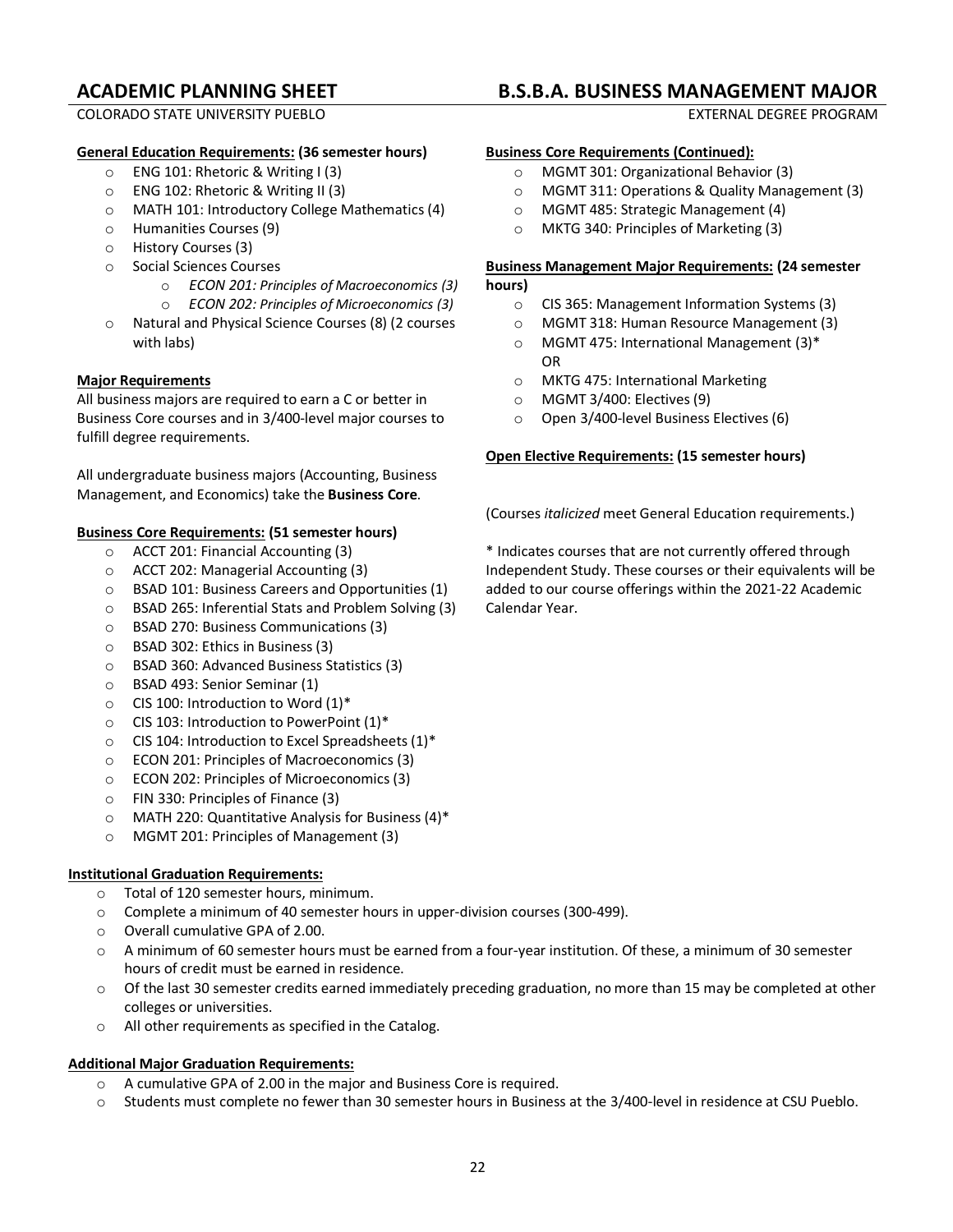# ACADEMIC PLANNING SHEET — B.S.B.A. BUSINESS MANAGEMENT MAJOR

COLORADO STATE UNIVERSITY PUEBLO — EXTERNAL DEGREE PROGRAM

**General Education Requirements: (36 semester hours)**

- ENG 101: Rhetoric & Writing I (3)
- ENG 102: Rhetoric & Writing II (3)
- MATH 101: Introductory College Mathematics (4)
- Humanities Courses (9)
- History Courses (3)
- Social Sciences Courses
  - *ECON 201: Principles of Macroeconomics (3)*
  - *ECON 202: Principles of Microeconomics (3)*
- Natural and Physical Science Courses (8) (2 courses with labs)

**Major Requirements**

All business majors are required to earn a C or better in Business Core courses and in 3/400-level major courses to fulfill degree requirements.

All undergraduate business majors (Accounting, Business Management, and Economics) take the **Business Core**.

**Business Core Requirements: (51 semester hours)**

- ACCT 201: Financial Accounting (3)
- ACCT 202: Managerial Accounting (3)
- BSAD 101: Business Careers and Opportunities (1)
- BSAD 265: Inferential Stats and Problem Solving (3)
- BSAD 270: Business Communications (3)
- BSAD 302: Ethics in Business (3)
- BSAD 360: Advanced Business Statistics (3)
- BSAD 493: Senior Seminar (1)
- CIS 100: Introduction to Word (1)*
- CIS 103: Introduction to PowerPoint (1)*
- CIS 104: Introduction to Excel Spreadsheets (1)*
- ECON 201: Principles of Macroeconomics (3)
- ECON 202: Principles of Microeconomics (3)
- FIN 330: Principles of Finance (3)
- MATH 220: Quantitative Analysis for Business (4)*
- MGMT 201: Principles of Management (3)

**Business Core Requirements (Continued):**

- MGMT 301: Organizational Behavior (3)
- MGMT 311: Operations & Quality Management (3)
- MGMT 485: Strategic Management (4)
- MKTG 340: Principles of Marketing (3)

**Business Management Major Requirements: (24 semester hours)**

- CIS 365: Management Information Systems (3)
- MGMT 318: Human Resource Management (3)
- MGMT 475: International Management (3)*
  OR
- MKTG 475: International Marketing
- MGMT 3/400: Electives (9)
- Open 3/400-level Business Electives (6)

**Open Elective Requirements: (15 semester hours)**

(Courses *italicized* meet General Education requirements.)

* Indicates courses that are not currently offered through Independent Study. These courses or their equivalents will be added to our course offerings within the 2021-22 Academic Calendar Year.

**Institutional Graduation Requirements:**

- Total of 120 semester hours, minimum.
- Complete a minimum of 40 semester hours in upper-division courses (300-499).
- Overall cumulative GPA of 2.00.
- A minimum of 60 semester hours must be earned from a four-year institution. Of these, a minimum of 30 semester hours of credit must be earned in residence.
- Of the last 30 semester credits earned immediately preceding graduation, no more than 15 may be completed at other colleges or universities.
- All other requirements as specified in the Catalog.

**Additional Major Graduation Requirements:**

- A cumulative GPA of 2.00 in the major and Business Core is required.
- Students must complete no fewer than 30 semester hours in Business at the 3/400-level in residence at CSU Pueblo.